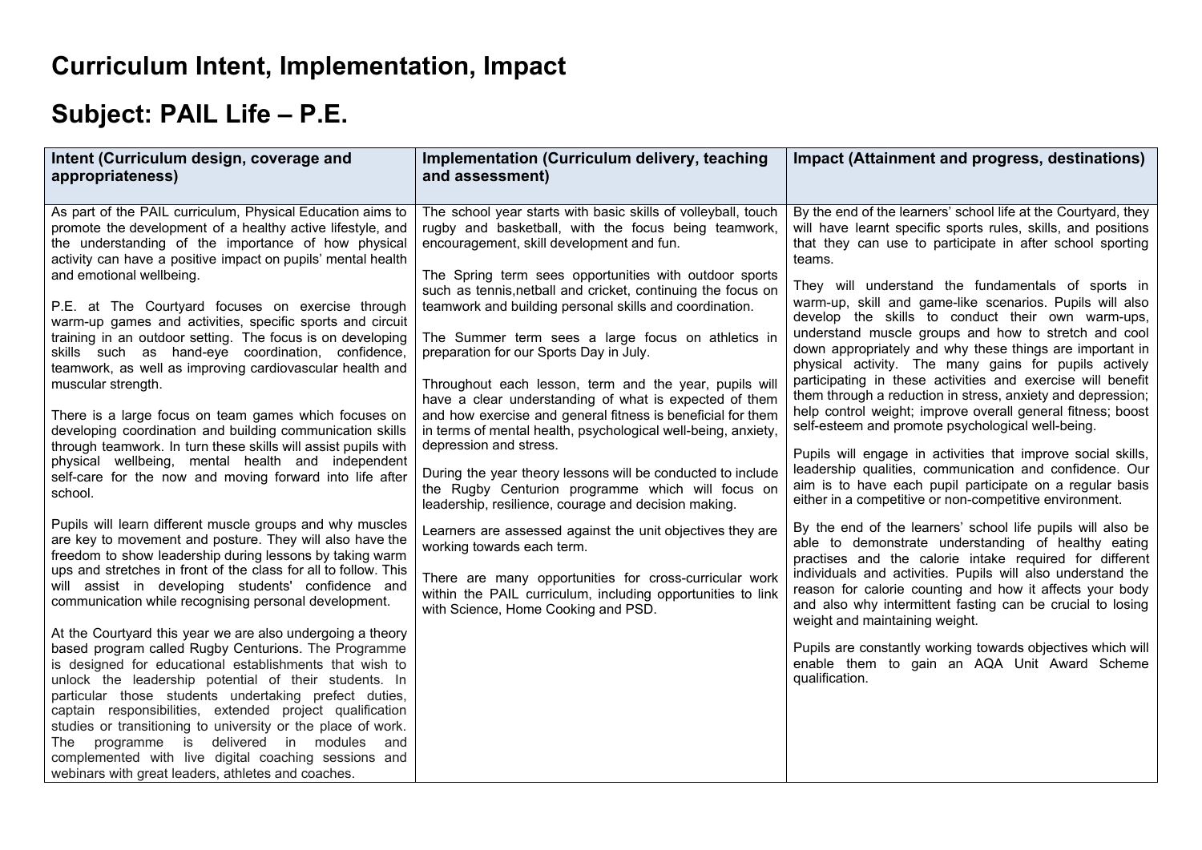# Curriculum Intent, Implementation, Impact

# Subject: PAIL Life – P.E.

| Intent (Curriculum design, coverage and appropriateness) | Implementation (Curriculum delivery, teaching and assessment) | Impact (Attainment and progress, destinations) |
|---|---|---|
| As part of the PAIL curriculum, Physical Education aims to promote the development of a healthy active lifestyle, and the understanding of the importance of how physical activity can have a positive impact on pupils' mental health and emotional wellbeing.<br><br>P.E. at The Courtyard focuses on exercise through warm-up games and activities, specific sports and circuit training in an outdoor setting. The focus is on developing skills such as hand-eye coordination, confidence, teamwork, as well as improving cardiovascular health and muscular strength.<br><br>There is a large focus on team games which focuses on developing coordination and building communication skills through teamwork. In turn these skills will assist pupils with physical wellbeing, mental health and independent self-care for the now and moving forward into life after school.<br><br>Pupils will learn different muscle groups and why muscles are key to movement and posture. They will also have the freedom to show leadership during lessons by taking warm ups and stretches in front of the class for all to follow. This will assist in developing students' confidence and communication while recognising personal development.<br><br>At the Courtyard this year we are also undergoing a theory based program called Rugby Centurions. The Programme is designed for educational establishments that wish to unlock the leadership potential of their students. In particular those students undertaking prefect duties, captain responsibilities, extended project qualification studies or transitioning to university or the place of work. The programme is delivered in modules and complemented with live digital coaching sessions and webinars with great leaders, athletes and coaches. | The school year starts with basic skills of volleyball, touch rugby and basketball, with the focus being teamwork, encouragement, skill development and fun.<br><br>The Spring term sees opportunities with outdoor sports such as tennis,netball and cricket, continuing the focus on teamwork and building personal skills and coordination.<br><br>The Summer term sees a large focus on athletics in preparation for our Sports Day in July.<br><br>Throughout each lesson, term and the year, pupils will have a clear understanding of what is expected of them and how exercise and general fitness is beneficial for them in terms of mental health, psychological well-being, anxiety, depression and stress.<br><br>During the year theory lessons will be conducted to include the Rugby Centurion programme which will focus on leadership, resilience, courage and decision making.<br><br>Learners are assessed against the unit objectives they are working towards each term.<br><br>There are many opportunities for cross-curricular work within the PAIL curriculum, including opportunities to link with Science, Home Cooking and PSD. | By the end of the learners' school life at the Courtyard, they will have learnt specific sports rules, skills, and positions that they can use to participate in after school sporting teams.<br><br>They will understand the fundamentals of sports in warm-up, skill and game-like scenarios. Pupils will also develop the skills to conduct their own warm-ups, understand muscle groups and how to stretch and cool down appropriately and why these things are important in physical activity. The many gains for pupils actively participating in these activities and exercise will benefit them through a reduction in stress, anxiety and depression; help control weight; improve overall general fitness; boost self-esteem and promote psychological well-being.<br><br>Pupils will engage in activities that improve social skills, leadership qualities, communication and confidence. Our aim is to have each pupil participate on a regular basis either in a competitive or non-competitive environment.<br><br>By the end of the learners' school life pupils will also be able to demonstrate understanding of healthy eating practises and the calorie intake required for different individuals and activities. Pupils will also understand the reason for calorie counting and how it affects your body and also why intermittent fasting can be crucial to losing weight and maintaining weight.<br><br>Pupils are constantly working towards objectives which will enable them to gain an AQA Unit Award Scheme qualification. |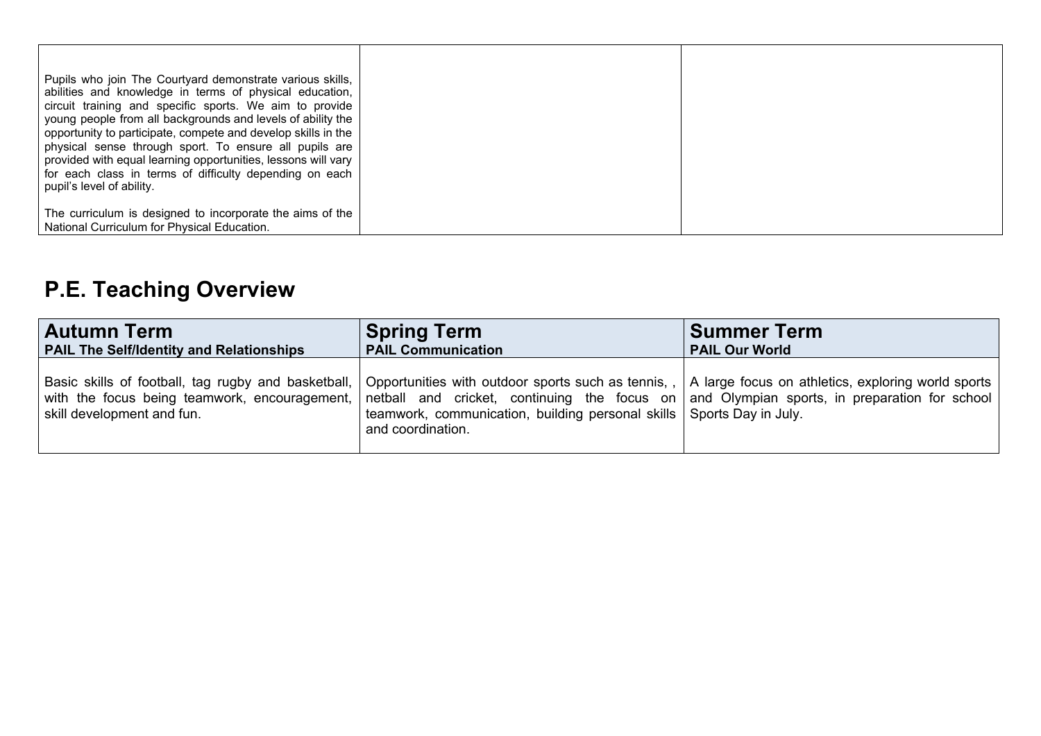| | | |
|---|---|---|
| Pupils who join The Courtyard demonstrate various skills, abilities and knowledge in terms of physical education, circuit training and specific sports. We aim to provide young people from all backgrounds and levels of ability the opportunity to participate, compete and develop skills in the physical sense through sport. To ensure all pupils are provided with equal learning opportunities, lessons will vary for each class in terms of difficulty depending on each pupil's level of ability.<br><br>The curriculum is designed to incorporate the aims of the National Curriculum for Physical Education. | | |

## P.E. Teaching Overview

| **Autumn Term**<br>**PAIL The Self/Identity and Relationships** | **Spring Term**<br>**PAIL Communication** | **Summer Term**<br>**PAIL Our World** |
|---|---|---|
| Basic skills of football, tag rugby and basketball, with the focus being teamwork, encouragement, skill development and fun. | Opportunities with outdoor sports such as tennis, , netball and cricket, continuing the focus on teamwork, communication, building personal skills and coordination. | A large focus on athletics, exploring world sports and Olympian sports, in preparation for school Sports Day in July. |